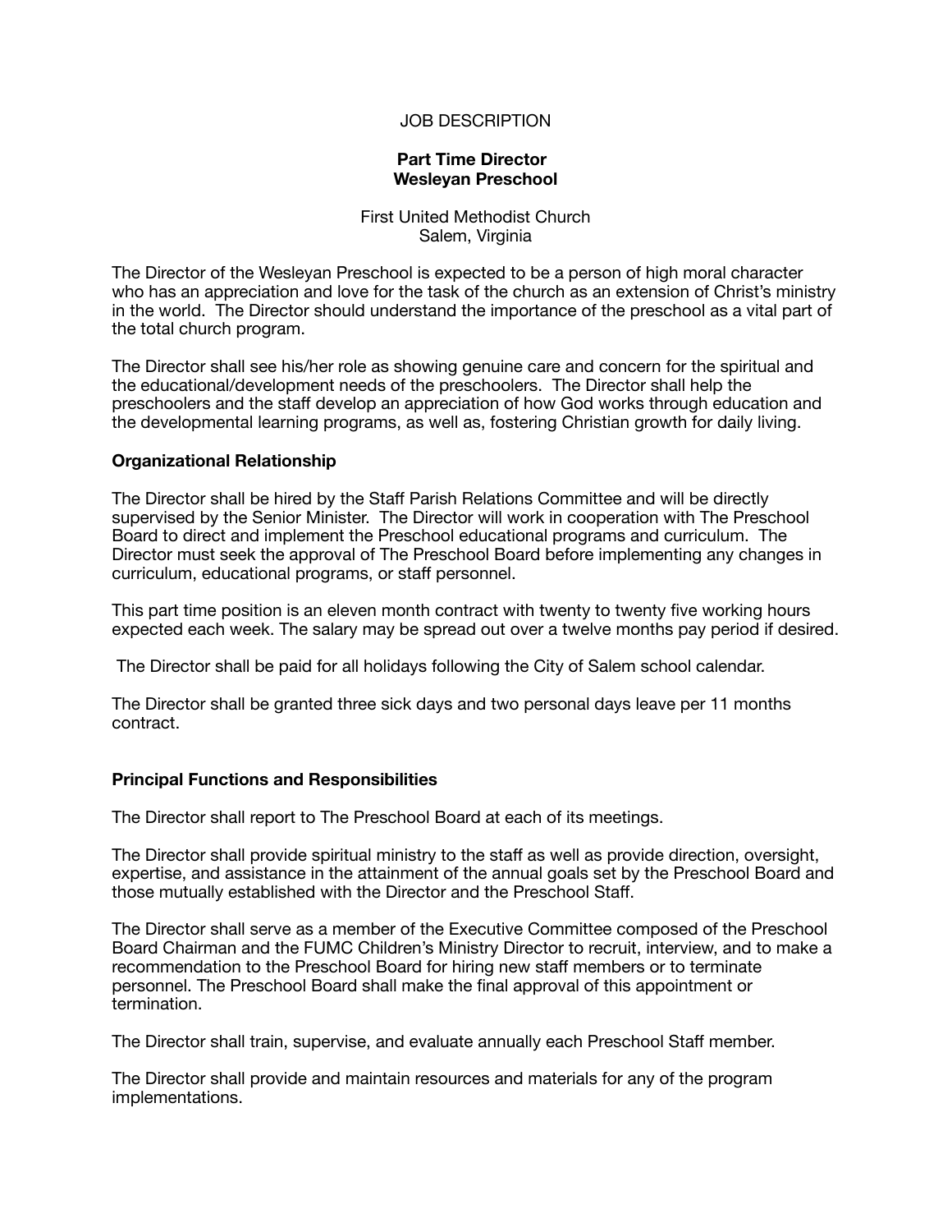# JOB DESCRIPTION

## Part Time Director
## Wesleyan Preschool

First United Methodist Church
Salem, Virginia

The Director of the Wesleyan Preschool is expected to be a person of high moral character who has an appreciation and love for the task of the church as an extension of Christ's ministry in the world. The Director should understand the importance of the preschool as a vital part of the total church program.

The Director shall see his/her role as showing genuine care and concern for the spiritual and the educational/development needs of the preschoolers. The Director shall help the preschoolers and the staff develop an appreciation of how God works through education and the developmental learning programs, as well as, fostering Christian growth for daily living.

### Organizational Relationship

The Director shall be hired by the Staff Parish Relations Committee and will be directly supervised by the Senior Minister. The Director will work in cooperation with The Preschool Board to direct and implement the Preschool educational programs and curriculum. The Director must seek the approval of The Preschool Board before implementing any changes in curriculum, educational programs, or staff personnel.

This part time position is an eleven month contract with twenty to twenty five working hours expected each week. The salary may be spread out over a twelve months pay period if desired.

The Director shall be paid for all holidays following the City of Salem school calendar.

The Director shall be granted three sick days and two personal days leave per 11 months contract.

### Principal Functions and Responsibilities

The Director shall report to The Preschool Board at each of its meetings.

The Director shall provide spiritual ministry to the staff as well as provide direction, oversight, expertise, and assistance in the attainment of the annual goals set by the Preschool Board and those mutually established with the Director and the Preschool Staff.

The Director shall serve as a member of the Executive Committee composed of the Preschool Board Chairman and the FUMC Children's Ministry Director to recruit, interview, and to make a recommendation to the Preschool Board for hiring new staff members or to terminate personnel. The Preschool Board shall make the final approval of this appointment or termination.

The Director shall train, supervise, and evaluate annually each Preschool Staff member.

The Director shall provide and maintain resources and materials for any of the program implementations.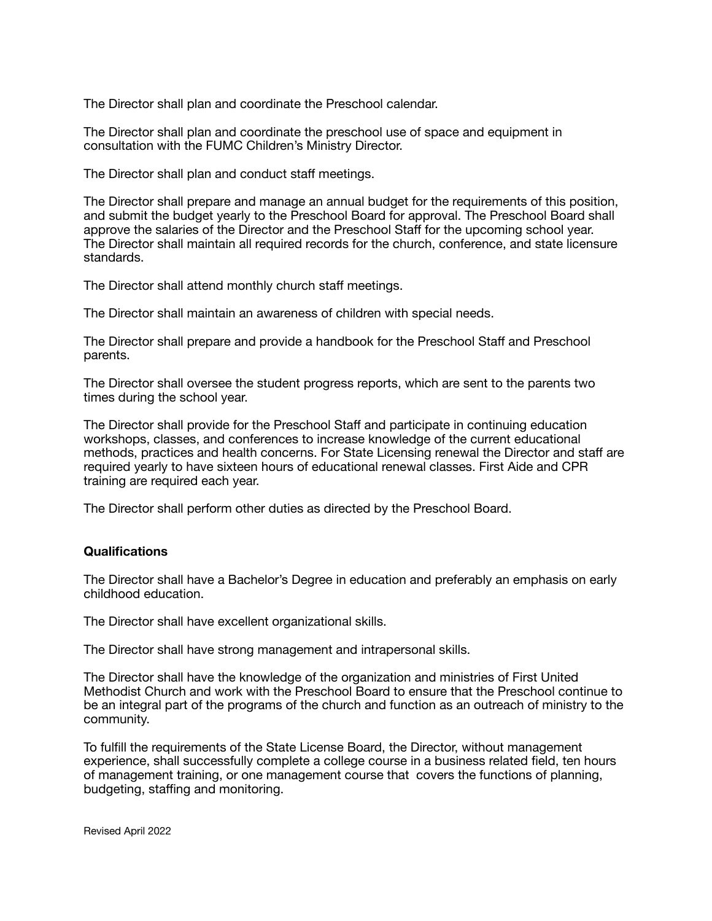The Director shall plan and coordinate the Preschool calendar.

The Director shall plan and coordinate the preschool use of space and equipment in consultation with the FUMC Children's Ministry Director.

The Director shall plan and conduct staff meetings.

The Director shall prepare and manage an annual budget for the requirements of this position, and submit the budget yearly to the Preschool Board for approval. The Preschool Board shall approve the salaries of the Director and the Preschool Staff for the upcoming school year. The Director shall maintain all required records for the church, conference, and state licensure standards.

The Director shall attend monthly church staff meetings.

The Director shall maintain an awareness of children with special needs.

The Director shall prepare and provide a handbook for the Preschool Staff and Preschool parents.

The Director shall oversee the student progress reports, which are sent to the parents two times during the school year.

The Director shall provide for the Preschool Staff and participate in continuing education workshops, classes, and conferences to increase knowledge of the current educational methods, practices and health concerns. For State Licensing renewal the Director and staff are required yearly to have sixteen hours of educational renewal classes. First Aide and CPR training are required each year.

The Director shall perform other duties as directed by the Preschool Board.

**Qualifications**

The Director shall have a Bachelor's Degree in education and preferably an emphasis on early childhood education.

The Director shall have excellent organizational skills.

The Director shall have strong management and intrapersonal skills.

The Director shall have the knowledge of the organization and ministries of First United Methodist Church and work with the Preschool Board to ensure that the Preschool continue to be an integral part of the programs of the church and function as an outreach of ministry to the community.

To fulfill the requirements of the State License Board, the Director, without management experience, shall successfully complete a college course in a business related field, ten hours of management training, or one management course that covers the functions of planning, budgeting, staffing and monitoring.

Revised April 2022